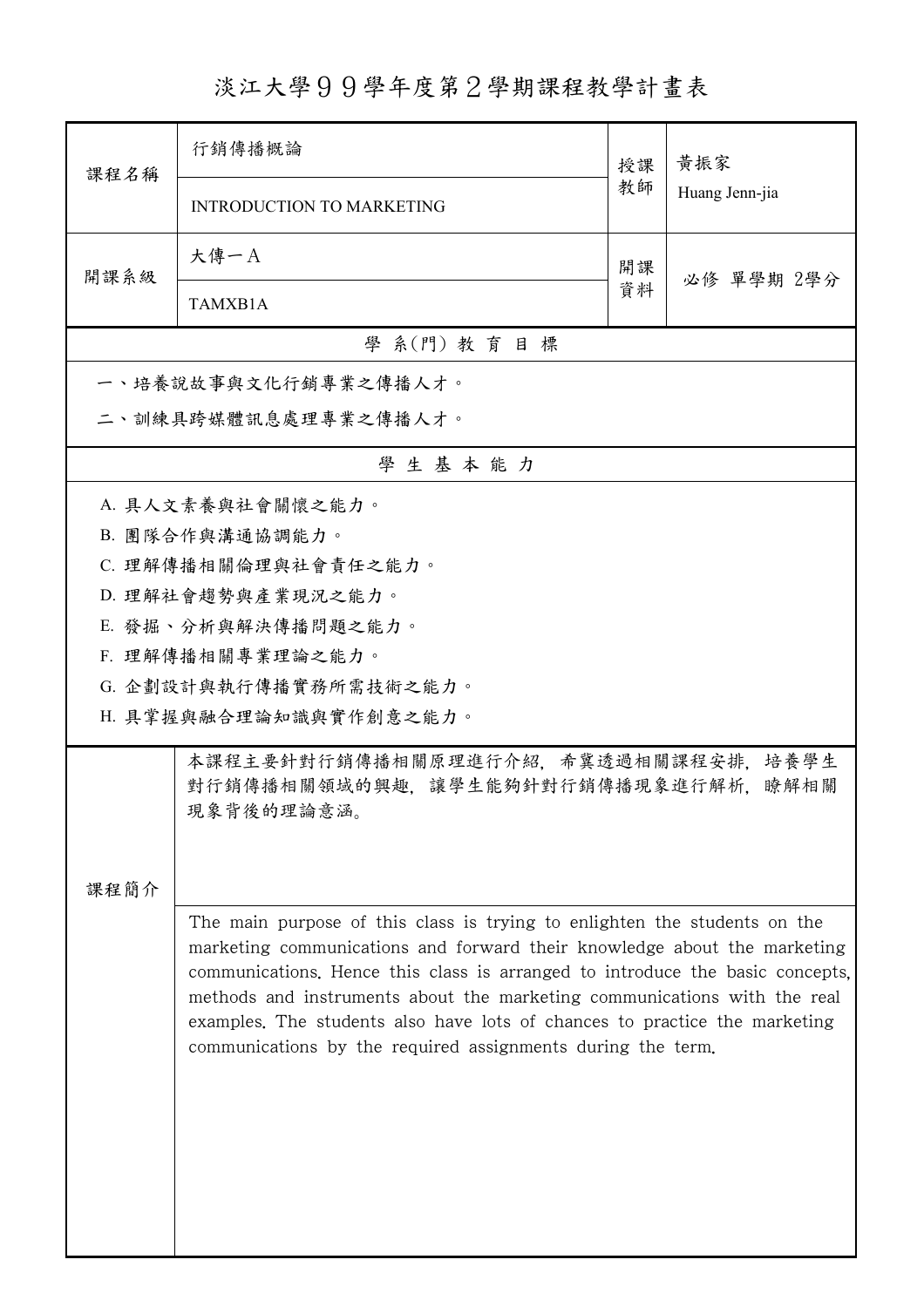# 淡江大學９９學年度第２學期課程教學計畫表

| 課程名稱 | 行銷傳播概論 | 授課教師 | 黃振家 |
|---|---|---|---|
| | INTRODUCTION TO MARKETING | | Huang Jenn-jia |
| 開課系級 | 大傳一Ａ | 開課資料 | 必修 單學期 2學分 |
| | TAMXB1A | | |

## 學 系(門) 教 育 目 標

一、培養說故事與文化行銷專業之傳播人才。

二、訓練具跨媒體訊息處理專業之傳播人才。

## 學 生 基 本 能 力

A. 具人文素養與社會關懷之能力。

B. 團隊合作與溝通協調能力。

C. 理解傳播相關倫理與社會責任之能力。

D. 理解社會趨勢與產業現況之能力。

E. 發掘、分析與解決傳播問題之能力。

F. 理解傳播相關專業理論之能力。

G. 企劃設計與執行傳播實務所需技術之能力。

H. 具掌握與融合理論知識與實作創意之能力。

## 課程簡介

本課程主要針對行銷傳播相關原理進行介紹，希冀透過相關課程安排，培養學生對行銷傳播相關領域的興趣，讓學生能夠針對行銷傳播現象進行解析，瞭解相關現象背後的理論意涵。

The main purpose of this class is trying to enlighten the students on the marketing communications and forward their knowledge about the marketing communications. Hence this class is arranged to introduce the basic concepts, methods and instruments about the marketing communications with the real examples. The students also have lots of chances to practice the marketing communications by the required assignments during the term.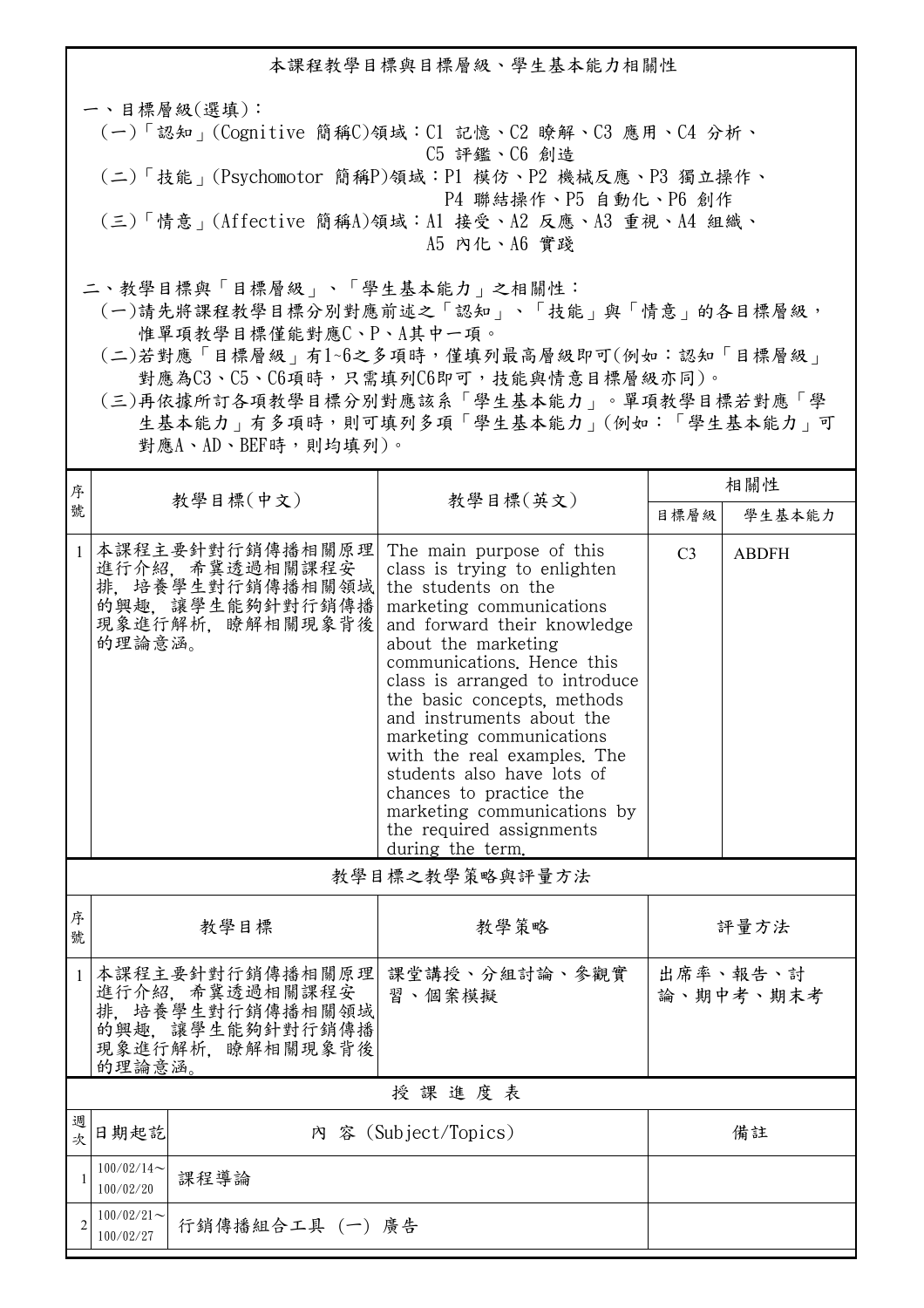## 本課程教學目標與目標層級、學生基本能力相關性

一、目標層級(選填)：

(一)「認知」(Cognitive 簡稱C)領域：C1 記憶、C2 瞭解、C3 應用、C4 分析、C5 評鑑、C6 創造

(二)「技能」(Psychomotor 簡稱P)領域：P1 模仿、P2 機械反應、P3 獨立操作、P4 聯結操作、P5 自動化、P6 創作

(三)「情意」(Affective 簡稱A)領域：A1 接受、A2 反應、A3 重視、A4 組織、A5 內化、A6 實踐

二、教學目標與「目標層級」、「學生基本能力」之相關性：

(一)請先將課程教學目標分別對應前述之「認知」、「技能」與「情意」的各目標層級，惟單項教學目標僅能對應C、P、A其中一項。

(二)若對應「目標層級」有1~6之多項時，僅填列最高層級即可(例如：認知「目標層級」對應為C3、C5、C6項時，只需填列C6即可，技能與情意目標層級亦同)。

(三)再依據所訂各項教學目標分別對應該系「學生基本能力」。單項教學目標若對應「學生基本能力」有多項時，則可填列多項「學生基本能力」(例如：「學生基本能力」可對應A、AD、BEF時，則均填列)。

| 序號 | 教學目標(中文) | 教學目標(英文) | 相關性 | |
|---|---|---|---|---|
| | | | 目標層級 | 學生基本能力 |
| 1 | 本課程主要針對行銷傳播相關原理進行介紹，希冀透過相關課程安排，培養學生對行銷傳播相關領域的興趣，讓學生能夠針對行銷傳播現象進行解析，瞭解相關現象背後的理論意涵。 | The main purpose of this class is trying to enlighten the students on the marketing communications and forward their knowledge about the marketing communications. Hence this class is arranged to introduce the basic concepts, methods and instruments about the marketing communications with the real examples. The students also have lots of chances to practice the marketing communications by the required assignments during the term. | C3 | ABDFH |

## 教學目標之教學策略與評量方法

| 序號 | 教學目標 | 教學策略 | 評量方法 |
|---|---|---|---|
| 1 | 本課程主要針對行銷傳播相關原理進行介紹，希冀透過相關課程安排，培養學生對行銷傳播相關領域的興趣，讓學生能夠針對行銷傳播現象進行解析，瞭解相關現象背後的理論意涵。 | 課堂講授、分組討論、參觀實習、個案模擬 | 出席率、報告、討論、期中考、期末考 |

## 授 課 進 度 表

| 週次 | 日期起訖 | 內 容 (Subject/Topics) | 備註 |
|---|---|---|---|
| 1 | 100/02/14～100/02/20 | 課程導論 | |
| 2 | 100/02/21～100/02/27 | 行銷傳播組合工具 (一) 廣告 | |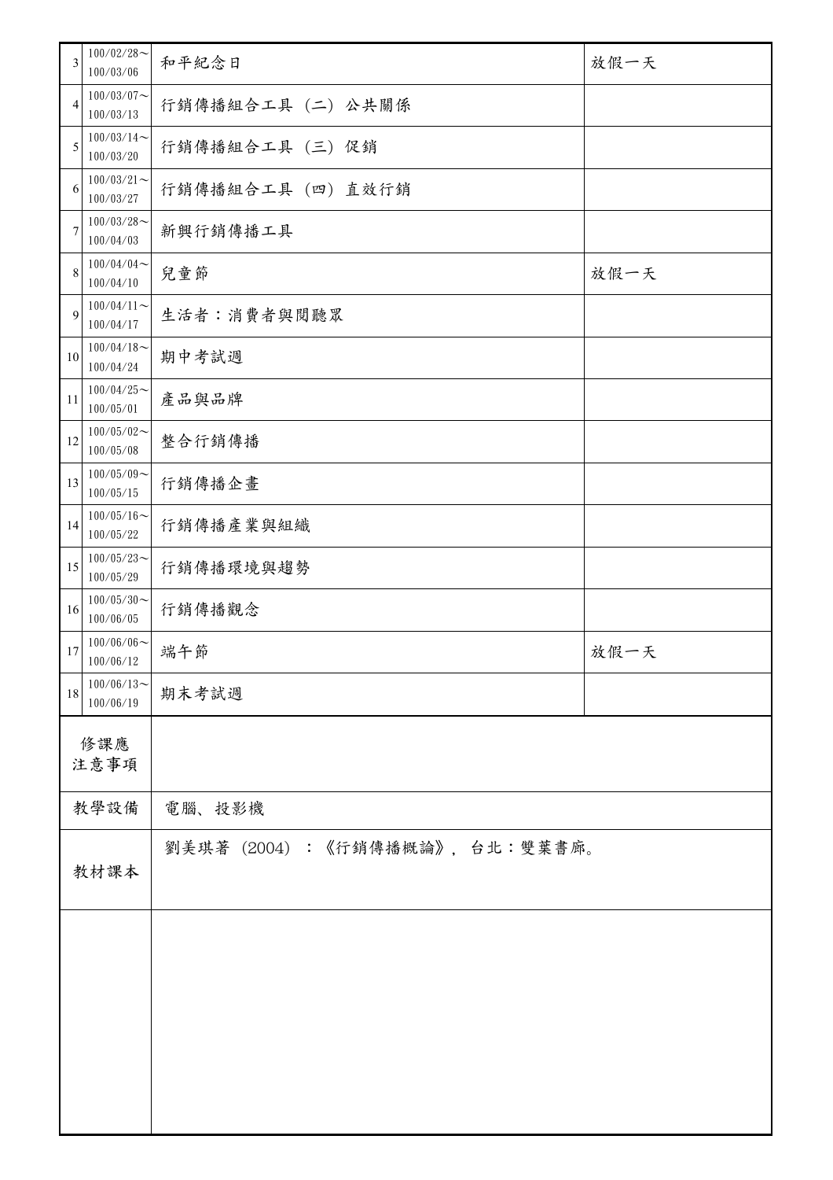| 3 | 100/02/28～100/03/06 | 和平紀念日 | 放假一天 |
|---|---|---|---|
| 4 | 100/03/07～100/03/13 | 行銷傳播組合工具（二）公共關係 | |
| 5 | 100/03/14～100/03/20 | 行銷傳播組合工具（三）促銷 | |
| 6 | 100/03/21～100/03/27 | 行銷傳播組合工具（四）直效行銷 | |
| 7 | 100/03/28～100/04/03 | 新興行銷傳播工具 | |
| 8 | 100/04/04～100/04/10 | 兒童節 | 放假一天 |
| 9 | 100/04/11～100/04/17 | 生活者：消費者與閱聽眾 | |
| 10 | 100/04/18～100/04/24 | 期中考試週 | |
| 11 | 100/04/25～100/05/01 | 產品與品牌 | |
| 12 | 100/05/02～100/05/08 | 整合行銷傳播 | |
| 13 | 100/05/09～100/05/15 | 行銷傳播企畫 | |
| 14 | 100/05/16～100/05/22 | 行銷傳播產業與組織 | |
| 15 | 100/05/23～100/05/29 | 行銷傳播環境與趨勢 | |
| 16 | 100/05/30～100/06/05 | 行銷傳播觀念 | |
| 17 | 100/06/06～100/06/12 | 端午節 | 放假一天 |
| 18 | 100/06/13～100/06/19 | 期末考試週 | |

| 修課應注意事項 | |
|---|---|
| 教學設備 | 電腦、投影機 |
| 教材課本 | 劉美琪著（2004）：《行銷傳播概論》，台北：雙葉書廊。 |
| | |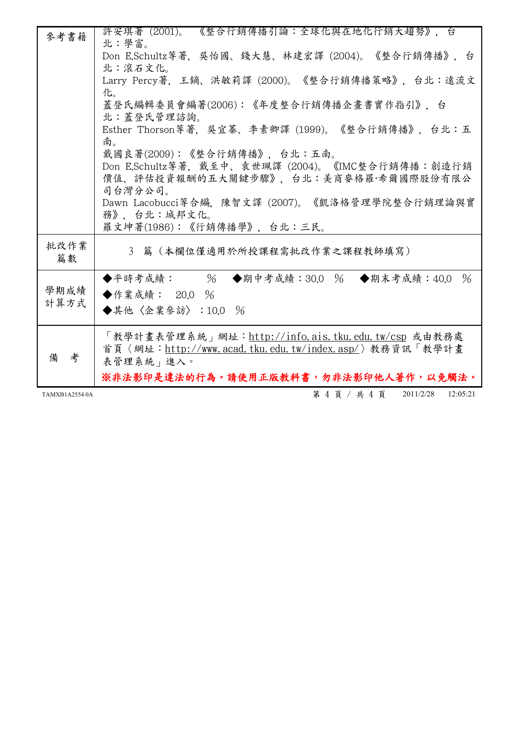| | |
|---|---|
| 參考書籍 | 許安琪著 (2001)。《整合行銷傳播引論：全球化與在地化行銷大趨勢》，台北：學富。<br>Don E.Schultz等著，吳怡國、錢大慧、林建宏譯 (2004)。《整合行銷傳播》，台北：滾石文化。<br>Larry Percy著，王鏑、洪敏莉譯 (2000)。《整合行銷傳播策略》，台北：遠流文化。<br>蓋登氏編輯委員會編著(2006)：《年度整合行銷傳播企畫書實作指引》，台北：蓋登氏管理諮詢。<br>Esther Thorson等著，吳宜蓁、李素卿譯 (1999)。《整合行銷傳播》，台北：五南。<br>戴國良著(2009)：《整合行銷傳播》，台北：五南。<br>Don E.Schultz等著，戴至中、袁世珮譯 (2004)。《IMC整合行銷傳播：創造行銷價值、評估投資報酬的五大關鍵步驟》，台北：美商麥格羅·希爾國際股份有限公司台灣分公司。<br>Dawn Lacobucci等合編，陳智文譯 (2007)。《凱洛格管理學院整合行銷理論與實務》，台北：城邦文化。<br>羅文坤著(1986)：《行銷傳播學》，台北：三民。 |
| 批改作業篇數 | 3 篇（本欄位僅適用於所授課程需批改作業之課程教師填寫） |
| 學期成績計算方式 | ◆平時考成績： % ◆期中考成績：30.0 % ◆期末考成績：40.0 %<br>◆作業成績： 20.0 %<br>◆其他〈企業參訪〉：10.0 % |
| 備　考 | 「教學計畫表管理系統」網址：http://info.ais.tku.edu.tw/csp 或由教務處首頁〈網址：http://www.acad.tku.edu.tw/index.asp/〉教務資訊「教學計畫表管理系統」進入。<br>**※非法影印是違法的行為。請使用正版教科書，勿非法影印他人著作，以免觸法。** |

TAMXB1A2554 0A　　2011/2/28　12:05:21